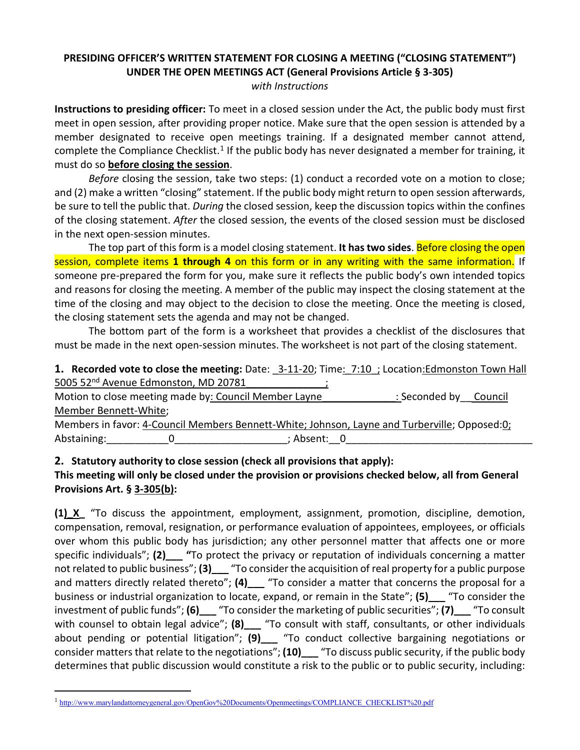**PRESIDING OFFICER'S WRITTEN STATEMENT FOR CLOSING A MEETING ("CLOSING STATEMENT") UNDER THE OPEN MEETINGS ACT (General Provisions Article § 3-305)**

*with Instructions*

**Instructions to presiding officer:** To meet in a closed session under the Act, the public body must first meet in open session, after providing proper notice. Make sure that the open session is attended by a member designated to receive open meetings training. If a designated member cannot attend, complete the Compliance Checklist.[1] If the public body has never designated a member for training, it must do so **before closing the session**.

*Before* closing the session, take two steps: (1) conduct a recorded vote on a motion to close; and (2) make a written "closing" statement. If the public body might return to open session afterwards, be sure to tell the public that. *During* the closed session, keep the discussion topics within the confines of the closing statement. *After* the closed session, the events of the closed session must be disclosed in the next open-session minutes.

The top part of this form is a model closing statement. **It has two sides**. Before closing the open session, complete items **1 through 4** on this form or in any writing with the same information. If someone pre-prepared the form for you, make sure it reflects the public body's own intended topics and reasons for closing the meeting. A member of the public may inspect the closing statement at the time of the closing and may object to the decision to close the meeting. Once the meeting is closed, the closing statement sets the agenda and may not be changed.

The bottom part of the form is a worksheet that provides a checklist of the disclosures that must be made in the next open-session minutes. The worksheet is not part of the closing statement.

**1. Recorded vote to close the meeting:** Date: 3-11-20; Time: 7:10 ; Location: Edmonston Town Hall 5005 52nd Avenue Edmonston, MD 20781 ;
Motion to close meeting made by: Council Member Layne : Seconded by Council Member Bennett-White;
Members in favor: 4-Council Members Bennett-White; Johnson, Layne and Turberville; Opposed: 0;
Abstaining: 0 ; Absent: 0

**2. Statutory authority to close session (check all provisions that apply):**
**This meeting will only be closed under the provision or provisions checked below, all from General Provisions Art. § 3-305(b):**

**(1) X** "To discuss the appointment, employment, assignment, promotion, discipline, demotion, compensation, removal, resignation, or performance evaluation of appointees, employees, or officials over whom this public body has jurisdiction; any other personnel matter that affects one or more specific individuals"; **(2)___** "To protect the privacy or reputation of individuals concerning a matter not related to public business"; **(3)___** "To consider the acquisition of real property for a public purpose and matters directly related thereto"; **(4)___** "To consider a matter that concerns the proposal for a business or industrial organization to locate, expand, or remain in the State"; **(5)___** "To consider the investment of public funds"; **(6)___** "To consider the marketing of public securities"; **(7)___** "To consult with counsel to obtain legal advice"; **(8)___** "To consult with staff, consultants, or other individuals about pending or potential litigation"; **(9)___** "To conduct collective bargaining negotiations or consider matters that relate to the negotiations"; **(10)___** "To discuss public security, if the public body determines that public discussion would constitute a risk to the public or to public security, including:

[1] http://www.marylandattorneygeneral.gov/OpenGov%20Documents/Openmeetings/COMPLIANCE_CHECKLIST%20.pdf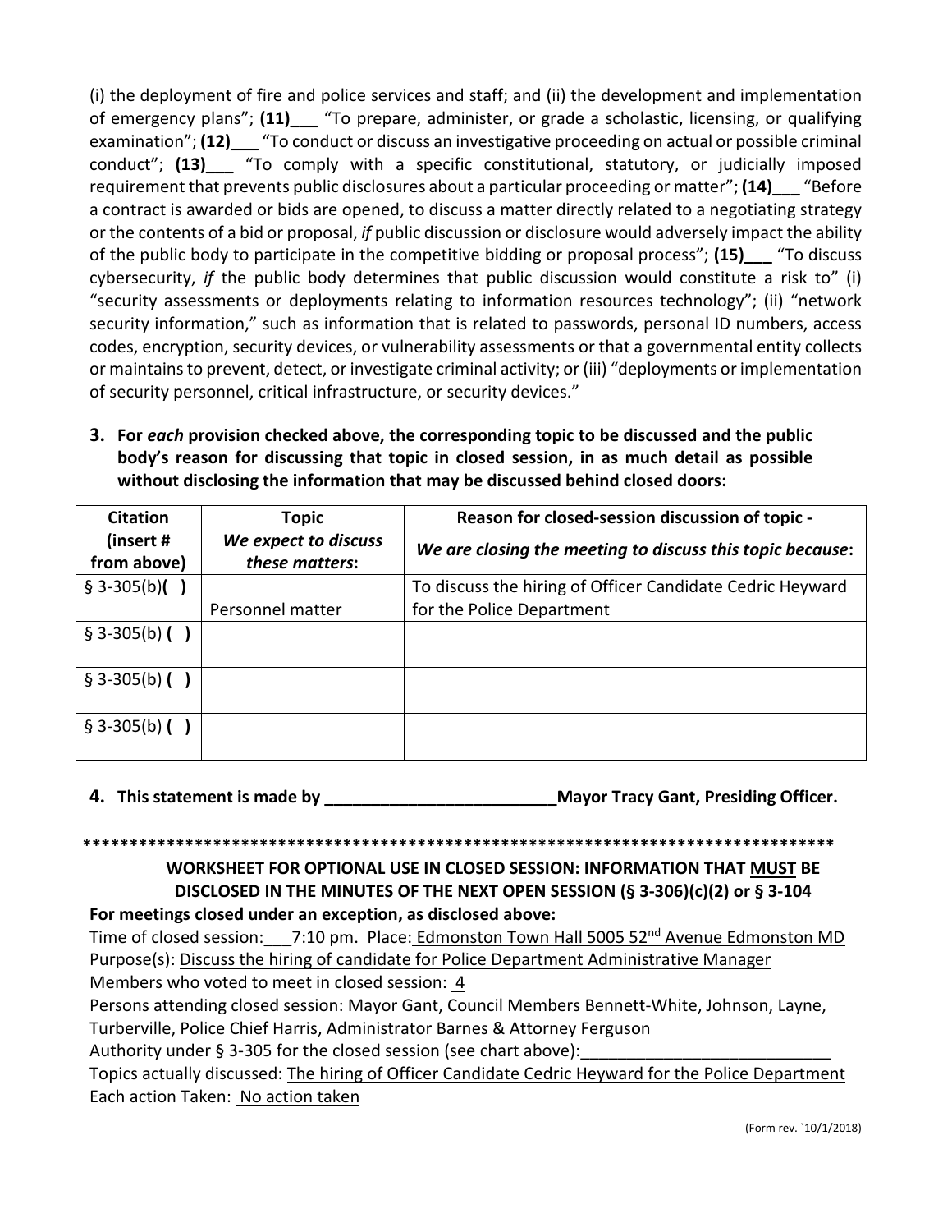(i) the deployment of fire and police services and staff; and (ii) the development and implementation of emergency plans"; **(11)___** "To prepare, administer, or grade a scholastic, licensing, or qualifying examination"; **(12)___** "To conduct or discuss an investigative proceeding on actual or possible criminal conduct"; **(13)___** "To comply with a specific constitutional, statutory, or judicially imposed requirement that prevents public disclosures about a particular proceeding or matter"; **(14)___** "Before a contract is awarded or bids are opened, to discuss a matter directly related to a negotiating strategy or the contents of a bid or proposal, *if* public discussion or disclosure would adversely impact the ability of the public body to participate in the competitive bidding or proposal process"; **(15)___** "To discuss cybersecurity, *if* the public body determines that public discussion would constitute a risk to" (i) "security assessments or deployments relating to information resources technology"; (ii) "network security information," such as information that is related to passwords, personal ID numbers, access codes, encryption, security devices, or vulnerability assessments or that a governmental entity collects or maintains to prevent, detect, or investigate criminal activity; or (iii) "deployments or implementation of security personnel, critical infrastructure, or security devices."

**3. For *each* provision checked above, the corresponding topic to be discussed and the public body's reason for discussing that topic in closed session, in as much detail as possible without disclosing the information that may be discussed behind closed doors:**

| **Citation (insert # from above)** | **Topic** *We expect to discuss these matters*: | **Reason for closed-session discussion of topic -** *We are closing the meeting to discuss this topic because*: |
|---|---|---|
| § 3-305(b)**( )** | Personnel matter | To discuss the hiring of Officer Candidate Cedric Heyward for the Police Department |
| § 3-305(b) **( )** | | |
| § 3-305(b) **( )** | | |
| § 3-305(b) **( )** | | |

**4. This statement is made by _________________________Mayor Tracy Gant, Presiding Officer.**

*************************************************************************************

**WORKSHEET FOR OPTIONAL USE IN CLOSED SESSION: INFORMATION THAT MUST BE DISCLOSED IN THE MINUTES OF THE NEXT OPEN SESSION (§ 3-306)(c)(2) or § 3-104**

**For meetings closed under an exception, as disclosed above:**

Time of closed session:___7:10 pm. Place: Edmonston Town Hall 5005 52nd Avenue Edmonston MD

Purpose(s): Discuss the hiring of candidate for Police Department Administrative Manager

Members who voted to meet in closed session: 4

Persons attending closed session: Mayor Gant, Council Members Bennett-White, Johnson, Layne, Turberville, Police Chief Harris, Administrator Barnes & Attorney Ferguson

Authority under § 3-305 for the closed session (see chart above):___________________________

Topics actually discussed: The hiring of Officer Candidate Cedric Heyward for the Police Department

Each action Taken: No action taken

(Form rev. `10/1/2018)